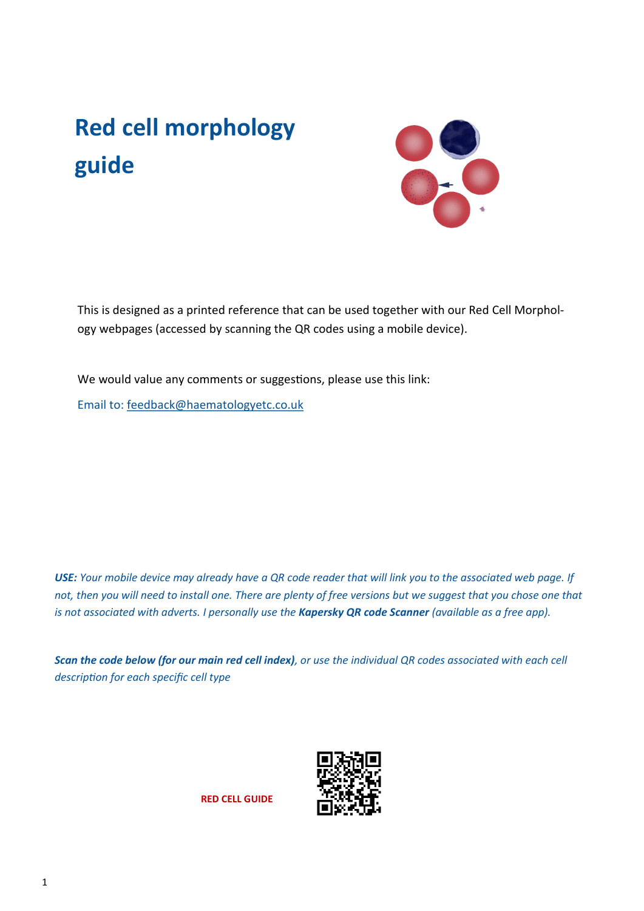# Red cell morphology guide

This is designed as a printed reference that can be used together with our Red Cell Morphology webpages (accessed by scanning the QR codes using a mobile device).

We would value any comments or suggestions, please use this link:

Email to: feedback@haematologyetc.co.uk

***USE:** Your mobile device may already have a QR code reader that will link you to the associated web page. If not, then you will need to install one. There are plenty of free versions but we suggest that you chose one that is not associated with adverts. I personally use the **Kapersky QR code Scanner** (available as a free app).*

***Scan the code below (for our main red cell index)**, or use the individual QR codes associated with each cell description for each specific cell type*

**RED CELL GUIDE**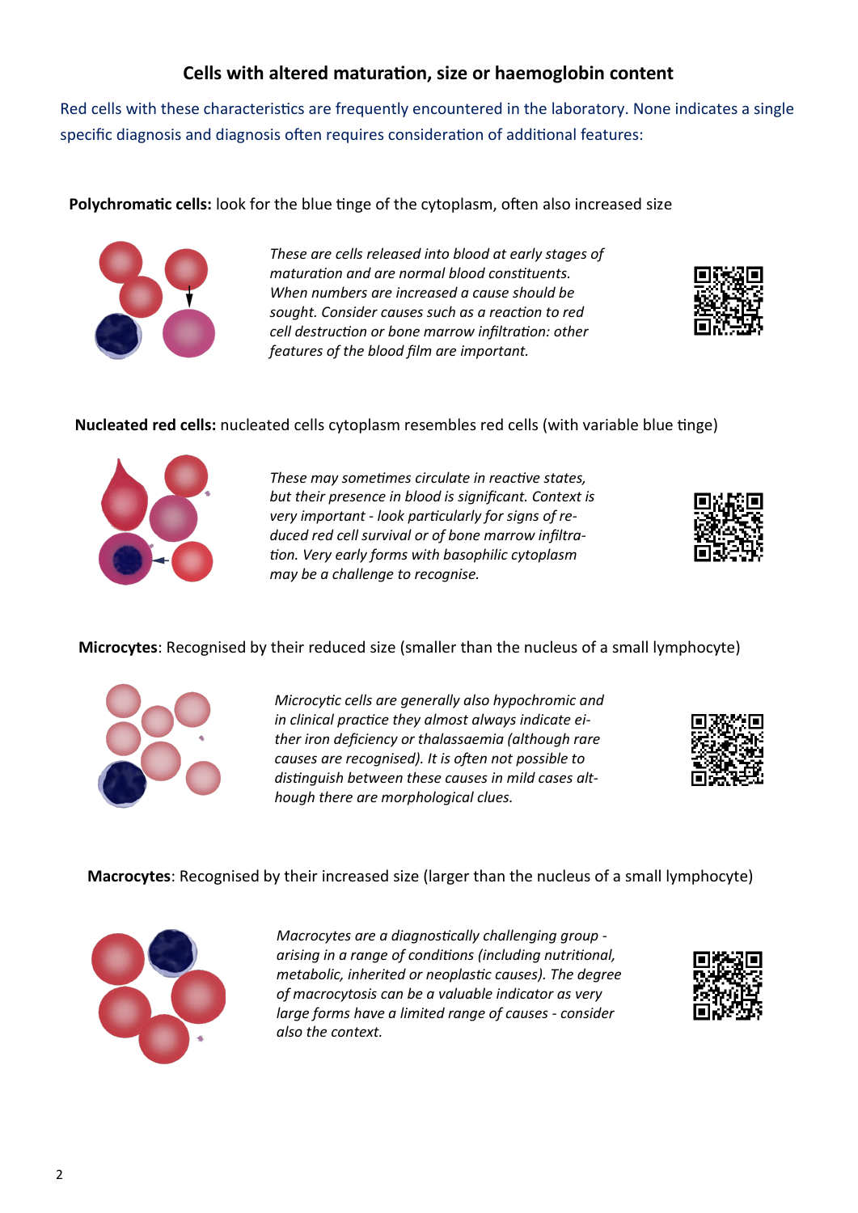## Cells with altered maturation, size or haemoglobin content

Red cells with these characteristics are frequently encountered in the laboratory. None indicates a single specific diagnosis and diagnosis often requires consideration of additional features:

**Polychromatic cells:** look for the blue tinge of the cytoplasm, often also increased size

*These are cells released into blood at early stages of maturation and are normal blood constituents. When numbers are increased a cause should be sought. Consider causes such as a reaction to red cell destruction or bone marrow infiltration: other features of the blood film are important.*

**Nucleated red cells:** nucleated cells cytoplasm resembles red cells (with variable blue tinge)

*These may sometimes circulate in reactive states, but their presence in blood is significant. Context is very important - look particularly for signs of reduced red cell survival or of bone marrow infiltration. Very early forms with basophilic cytoplasm may be a challenge to recognise.*

**Microcytes**: Recognised by their reduced size (smaller than the nucleus of a small lymphocyte)

*Microcytic cells are generally also hypochromic and in clinical practice they almost always indicate either iron deficiency or thalassaemia (although rare causes are recognised). It is often not possible to distinguish between these causes in mild cases although there are morphological clues.*

**Macrocytes**: Recognised by their increased size (larger than the nucleus of a small lymphocyte)

*Macrocytes are a diagnostically challenging group - arising in a range of conditions (including nutritional, metabolic, inherited or neoplastic causes). The degree of macrocytosis can be a valuable indicator as very large forms have a limited range of causes - consider also the context.*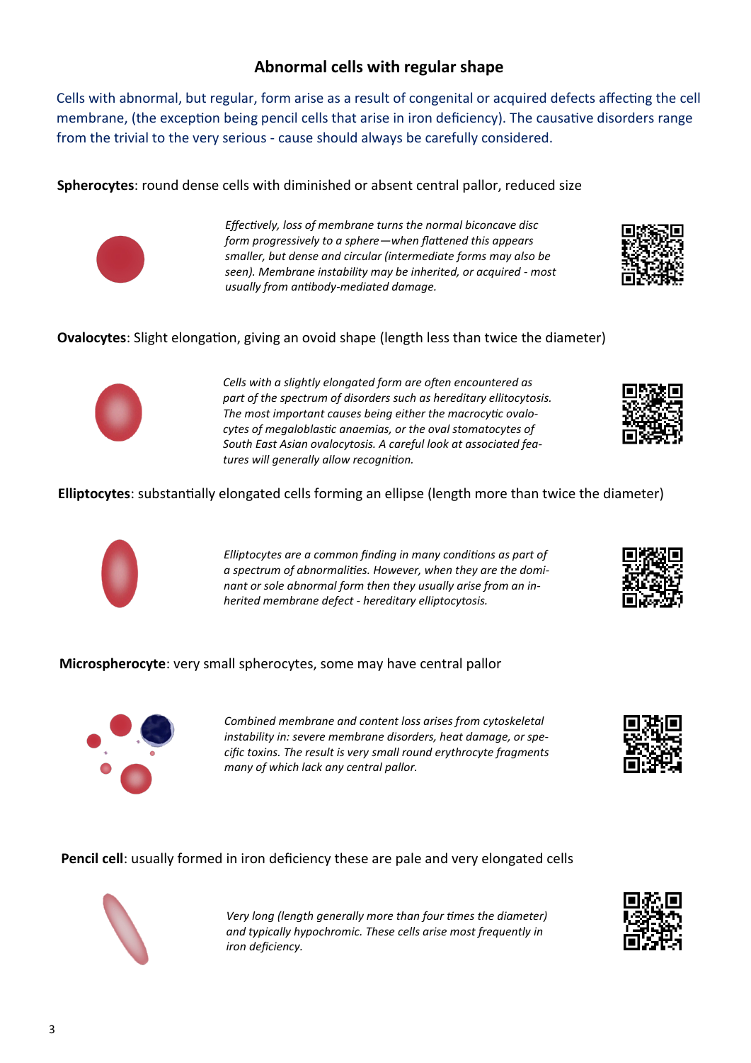## Abnormal cells with regular shape

Cells with abnormal, but regular, form arise as a result of congenital or acquired defects affecting the cell membrane, (the exception being pencil cells that arise in iron deficiency). The causative disorders range from the trivial to the very serious - cause should always be carefully considered.

**Spherocytes**: round dense cells with diminished or absent central pallor, reduced size

*Effectively, loss of membrane turns the normal biconcave disc form progressively to a sphere—when flattened this appears smaller, but dense and circular (intermediate forms may also be seen). Membrane instability may be inherited, or acquired - most usually from antibody-mediated damage.*

**Ovalocytes**: Slight elongation, giving an ovoid shape (length less than twice the diameter)

*Cells with a slightly elongated form are often encountered as part of the spectrum of disorders such as hereditary ellitocytosis. The most important causes being either the macrocytic ovalocytes of megaloblastic anaemias, or the oval stomatocytes of South East Asian ovalocytosis. A careful look at associated features will generally allow recognition.*

**Elliptocytes**: substantially elongated cells forming an ellipse (length more than twice the diameter)

*Elliptocytes are a common finding in many conditions as part of a spectrum of abnormalities. However, when they are the dominant or sole abnormal form then they usually arise from an inherited membrane defect - hereditary elliptocytosis.*

**Microspherocyte**: very small spherocytes, some may have central pallor

*Combined membrane and content loss arises from cytoskeletal instability in: severe membrane disorders, heat damage, or specific toxins. The result is very small round erythrocyte fragments many of which lack any central pallor.*

**Pencil cell**: usually formed in iron deficiency these are pale and very elongated cells

*Very long (length generally more than four times the diameter) and typically hypochromic. These cells arise most frequently in iron deficiency.*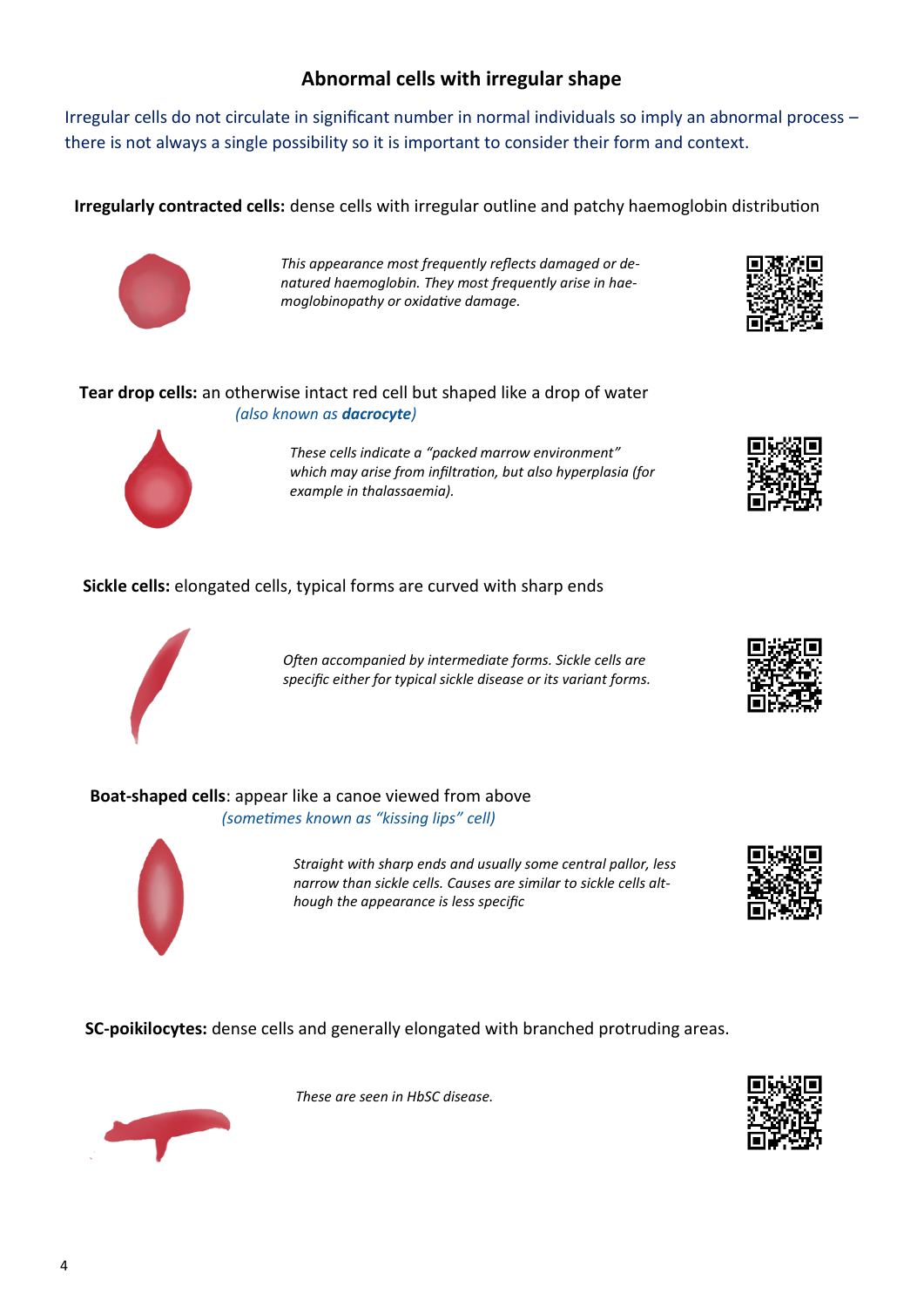## Abnormal cells with irregular shape

Irregular cells do not circulate in significant number in normal individuals so imply an abnormal process – there is not always a single possibility so it is important to consider their form and context.

**Irregularly contracted cells:** dense cells with irregular outline and patchy haemoglobin distribution

*This appearance most frequently reflects damaged or denatured haemoglobin. They most frequently arise in haemoglobinopathy or oxidative damage.*

**Tear drop cells:** an otherwise intact red cell but shaped like a drop of water
*(also known as **dacrocyte**)*

*These cells indicate a "packed marrow environment" which may arise from infiltration, but also hyperplasia (for example in thalassaemia).*

**Sickle cells:** elongated cells, typical forms are curved with sharp ends

*Often accompanied by intermediate forms. Sickle cells are specific either for typical sickle disease or its variant forms.*

**Boat-shaped cells**: appear like a canoe viewed from above
*(sometimes known as "kissing lips" cell)*

*Straight with sharp ends and usually some central pallor, less narrow than sickle cells. Causes are similar to sickle cells although the appearance is less specific*

**SC-poikilocytes:** dense cells and generally elongated with branched protruding areas.

*These are seen in HbSC disease.*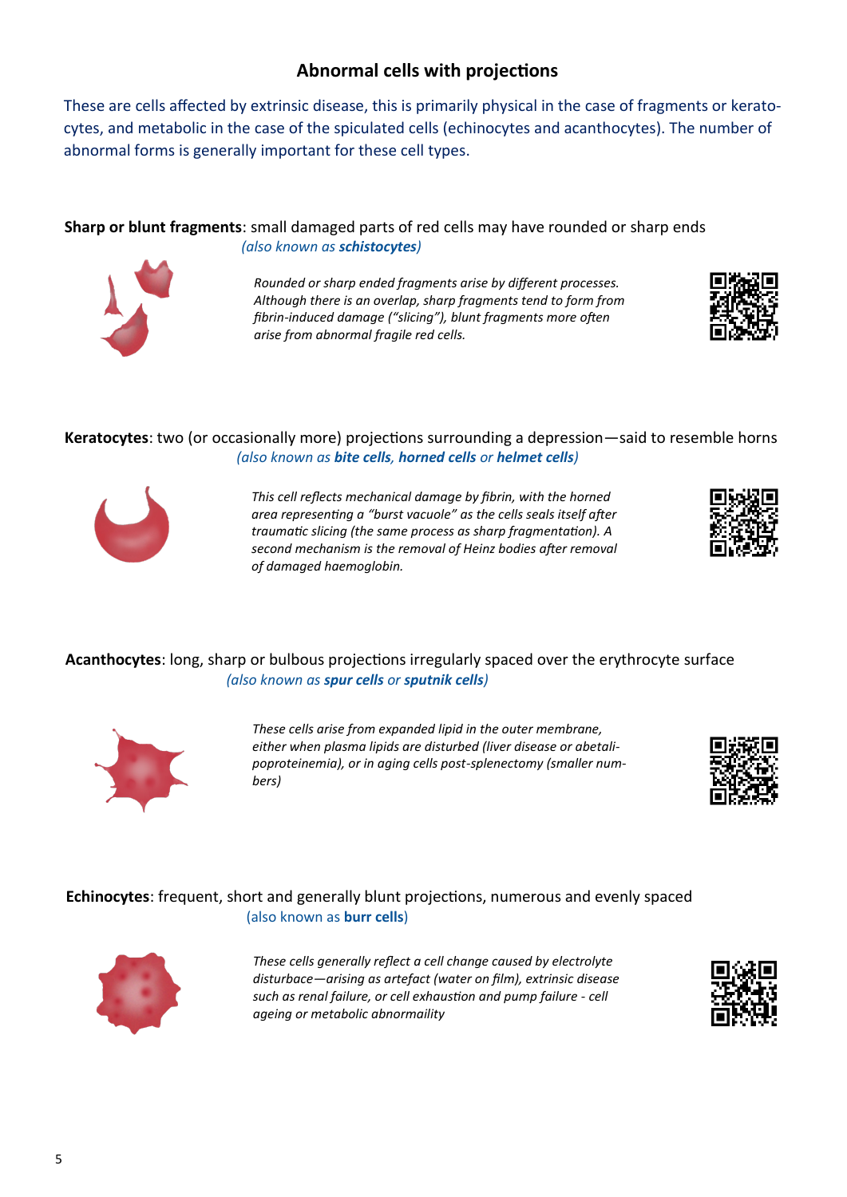## Abnormal cells with projections

These are cells affected by extrinsic disease, this is primarily physical in the case of fragments or keratocytes, and metabolic in the case of the spiculated cells (echinocytes and acanthocytes). The number of abnormal forms is generally important for these cell types.

**Sharp or blunt fragments**: small damaged parts of red cells may have rounded or sharp ends

*(also known as **schistocytes**)*

*Rounded or sharp ended fragments arise by different processes. Although there is an overlap, sharp fragments tend to form from fibrin-induced damage ("slicing"), blunt fragments more often arise from abnormal fragile red cells.*

**Keratocytes**: two (or occasionally more) projections surrounding a depression—said to resemble horns

*(also known as **bite cells**, **horned cells** or **helmet cells**)*

*This cell reflects mechanical damage by fibrin, with the horned area representing a "burst vacuole" as the cells seals itself after traumatic slicing (the same process as sharp fragmentation). A second mechanism is the removal of Heinz bodies after removal of damaged haemoglobin.*

**Acanthocytes**: long, sharp or bulbous projections irregularly spaced over the erythrocyte surface

*(also known as **spur cells** or **sputnik cells**)*

*These cells arise from expanded lipid in the outer membrane, either when plasma lipids are disturbed (liver disease or abetalipoproteinemia), or in aging cells post-splenectomy (smaller numbers)*

**Echinocytes**: frequent, short and generally blunt projections, numerous and evenly spaced

(also known as **burr cells**)

*These cells generally reflect a cell change caused by electrolyte disturbace—arising as artefact (water on film), extrinsic disease such as renal failure, or cell exhaustion and pump failure - cell ageing or metabolic abnormaility*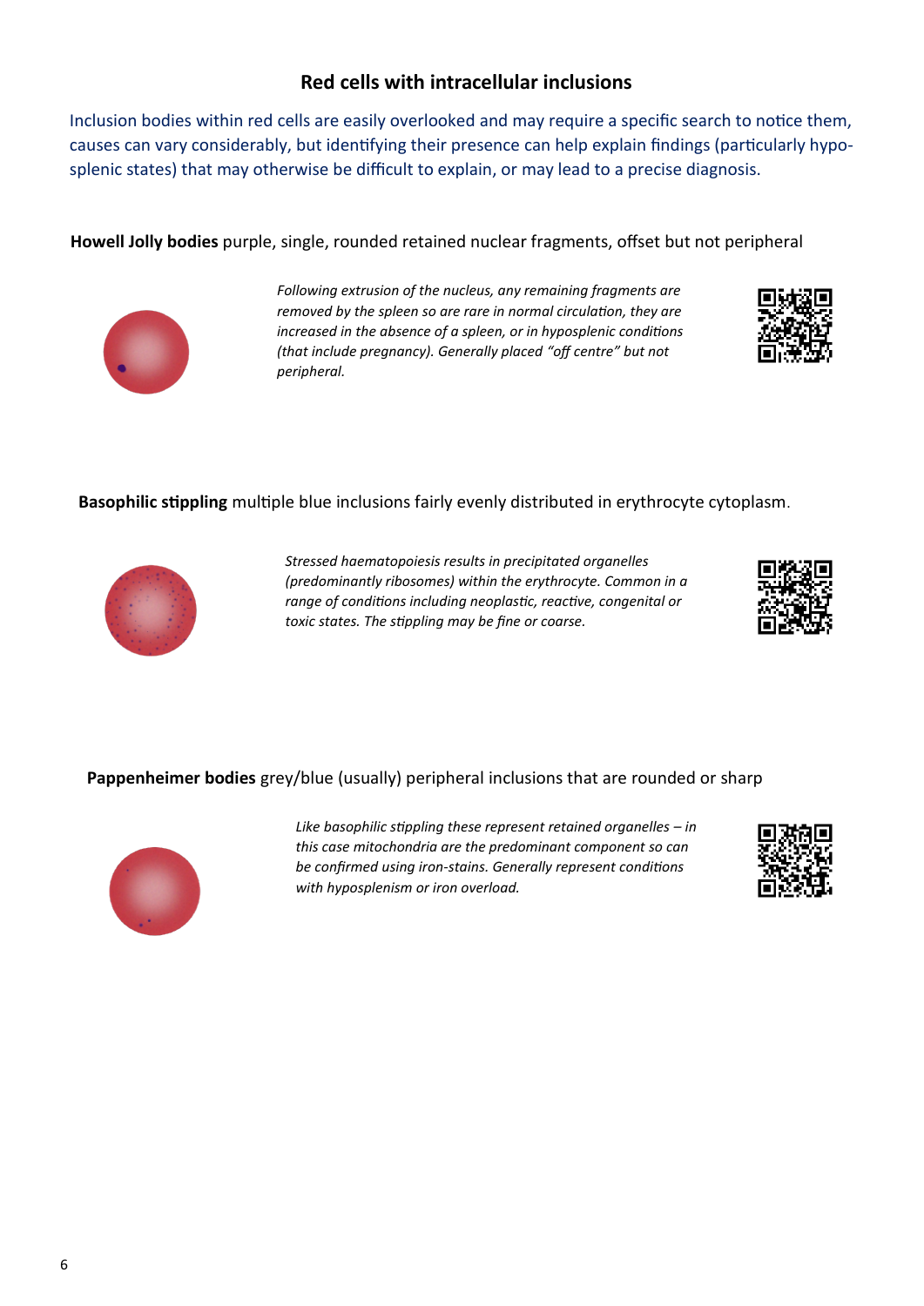## Red cells with intracellular inclusions

Inclusion bodies within red cells are easily overlooked and may require a specific search to notice them, causes can vary considerably, but identifying their presence can help explain findings (particularly hyposplenic states) that may otherwise be difficult to explain, or may lead to a precise diagnosis.

**Howell Jolly bodies** purple, single, rounded retained nuclear fragments, offset but not peripheral

*Following extrusion of the nucleus, any remaining fragments are removed by the spleen so are rare in normal circulation, they are increased in the absence of a spleen, or in hyposplenic conditions (that include pregnancy). Generally placed "off centre" but not peripheral.*

**Basophilic stippling** multiple blue inclusions fairly evenly distributed in erythrocyte cytoplasm.

*Stressed haematopoiesis results in precipitated organelles (predominantly ribosomes) within the erythrocyte. Common in a range of conditions including neoplastic, reactive, congenital or toxic states. The stippling may be fine or coarse.*

**Pappenheimer bodies** grey/blue (usually) peripheral inclusions that are rounded or sharp

*Like basophilic stippling these represent retained organelles – in this case mitochondria are the predominant component so can be confirmed using iron-stains. Generally represent conditions with hyposplenism or iron overload.*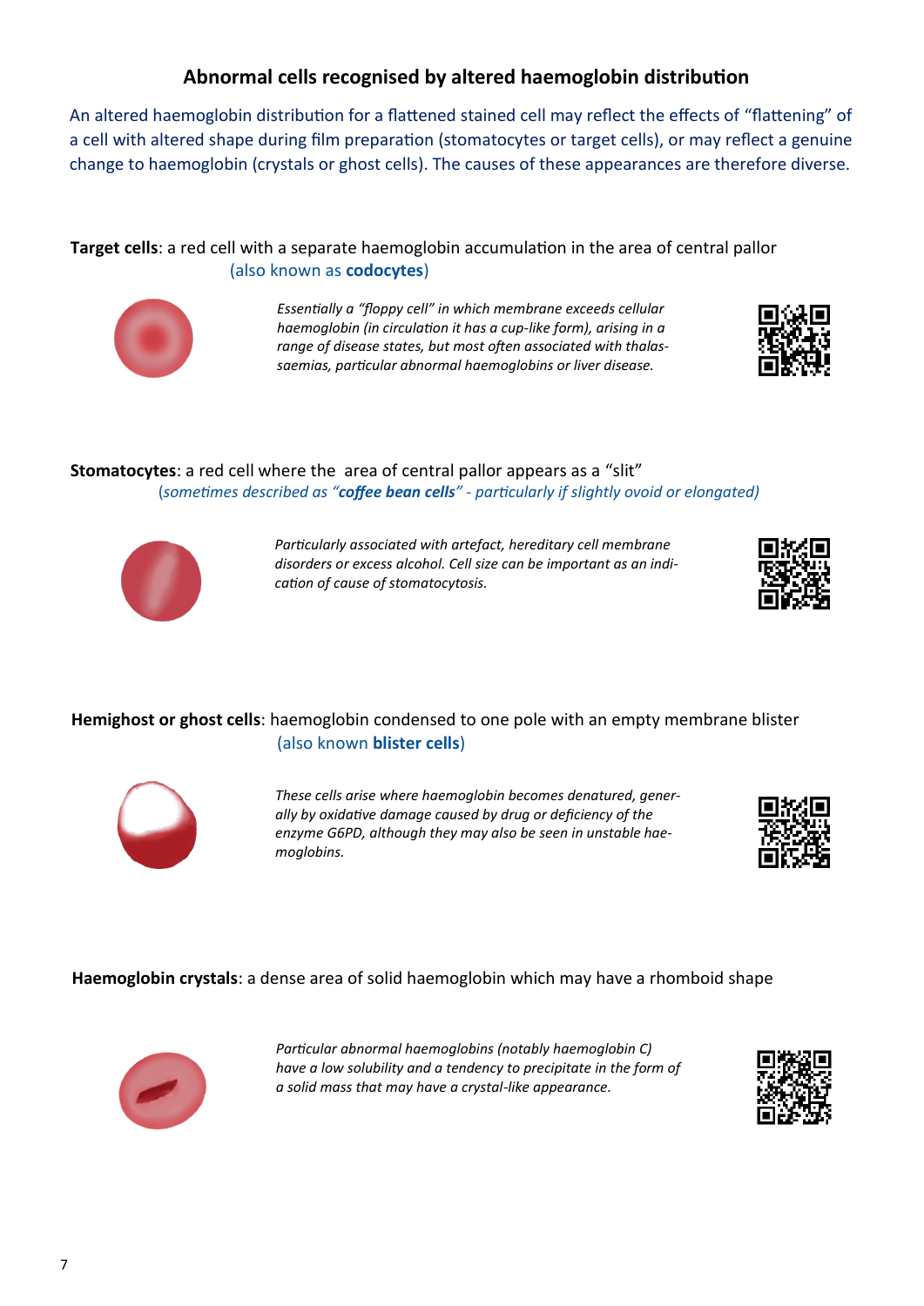## Abnormal cells recognised by altered haemoglobin distribution

An altered haemoglobin distribution for a flattened stained cell may reflect the effects of "flattening" of a cell with altered shape during film preparation (stomatocytes or target cells), or may reflect a genuine change to haemoglobin (crystals or ghost cells). The causes of these appearances are therefore diverse.

**Target cells**: a red cell with a separate haemoglobin accumulation in the area of central pallor (also known as **codocytes**)

*Essentially a "floppy cell" in which membrane exceeds cellular haemoglobin (in circulation it has a cup-like form), arising in a range of disease states, but most often associated with thalassaemias, particular abnormal haemoglobins or liver disease.*

**Stomatocytes**: a red cell where the area of central pallor appears as a "slit" (*sometimes described as "**coffee bean cells**" - particularly if slightly ovoid or elongated)*

*Particularly associated with artefact, hereditary cell membrane disorders or excess alcohol. Cell size can be important as an indication of cause of stomatocytosis.*

**Hemighost or ghost cells**: haemoglobin condensed to one pole with an empty membrane blister (also known **blister cells**)

*These cells arise where haemoglobin becomes denatured, generally by oxidative damage caused by drug or deficiency of the enzyme G6PD, although they may also be seen in unstable haemoglobins.*

**Haemoglobin crystals**: a dense area of solid haemoglobin which may have a rhomboid shape

*Particular abnormal haemoglobins (notably haemoglobin C) have a low solubility and a tendency to precipitate in the form of a solid mass that may have a crystal-like appearance.*